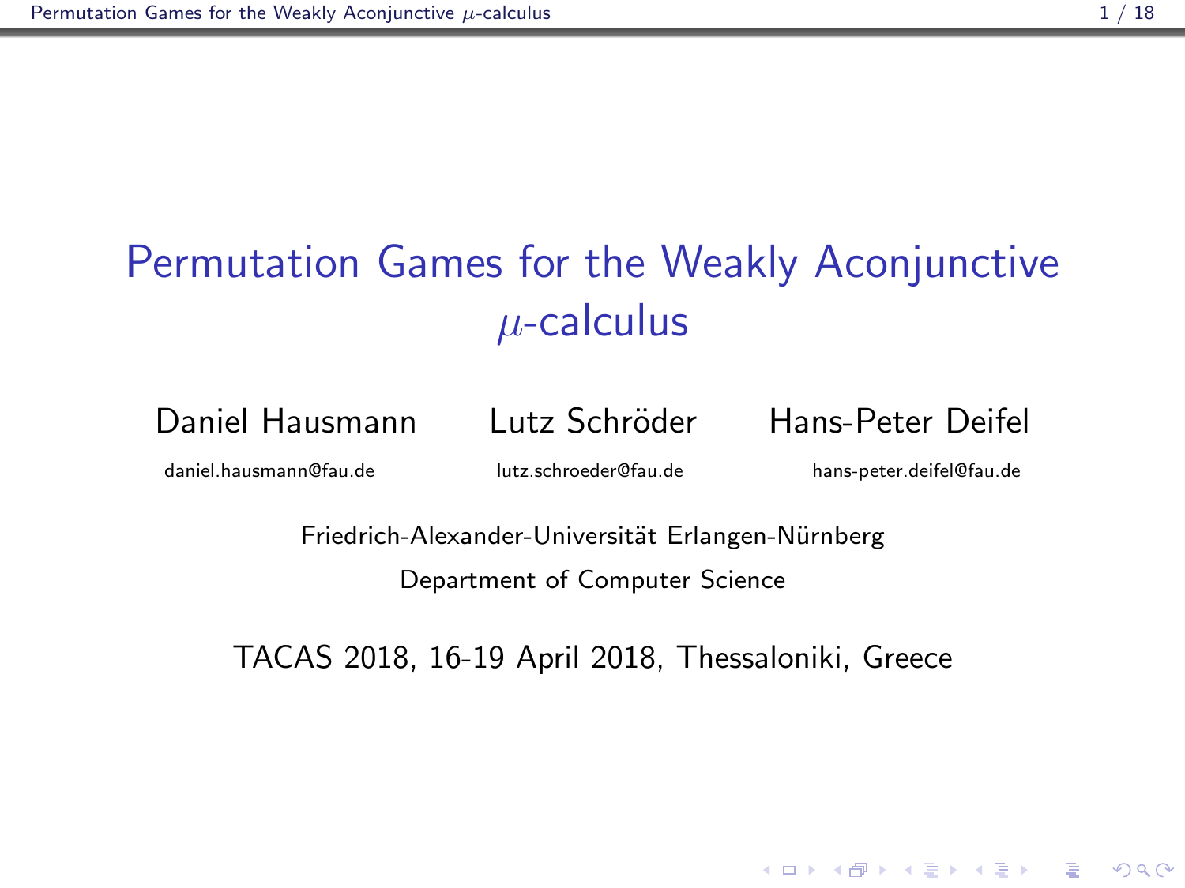# Permutation Games for the Weakly Aconjunctive $\mu$-calculus

Daniel Hausmann — daniel.hausmann@fau.de

Lutz Schröder — lutz.schroeder@fau.de

Hans-Peter Deifel — hans-peter.deifel@fau.de

Friedrich-Alexander-Universität Erlangen-Nürnberg

Department of Computer Science

TACAS 2018, 16-19 April 2018, Thessaloniki, Greece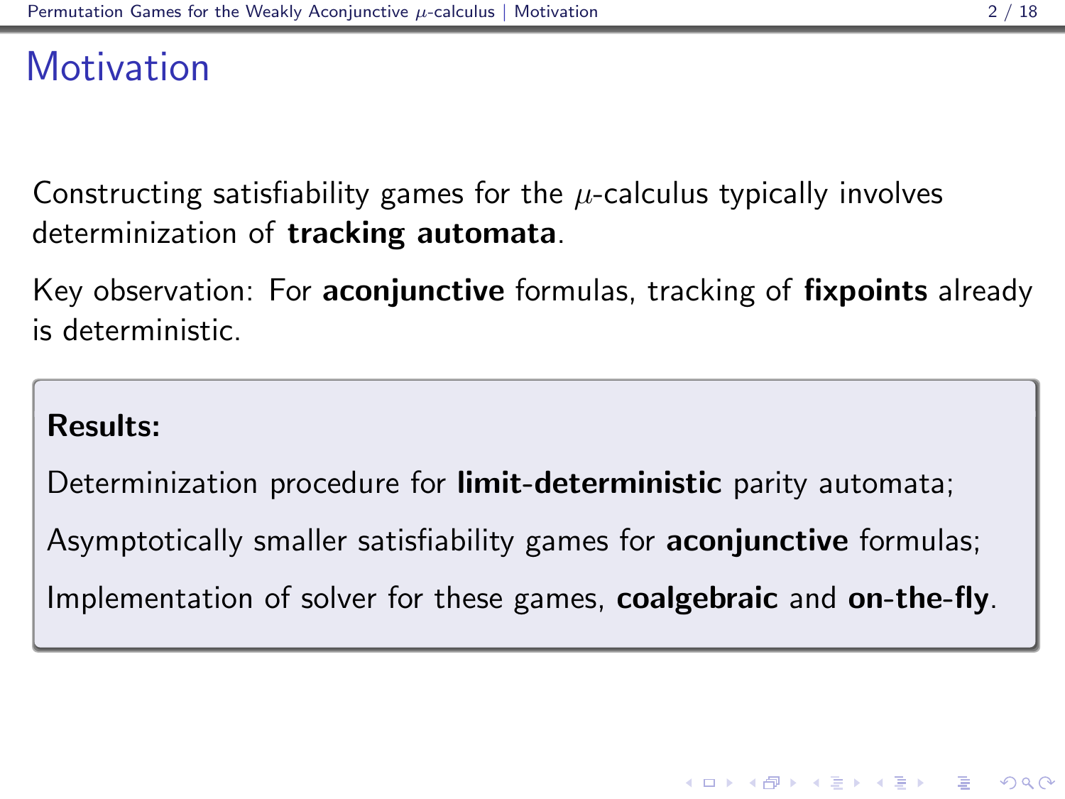# Motivation

Constructing satisfiability games for the $\mu$-calculus typically involves determinization of **tracking automata**.

Key observation: For **aconjunctive** formulas, tracking of **fixpoints** already is deterministic.

**Results:**

Determinization procedure for **limit-deterministic** parity automata;

Asymptotically smaller satisfiability games for **aconjunctive** formulas;

Implementation of solver for these games, **coalgebraic** and **on-the-fly**.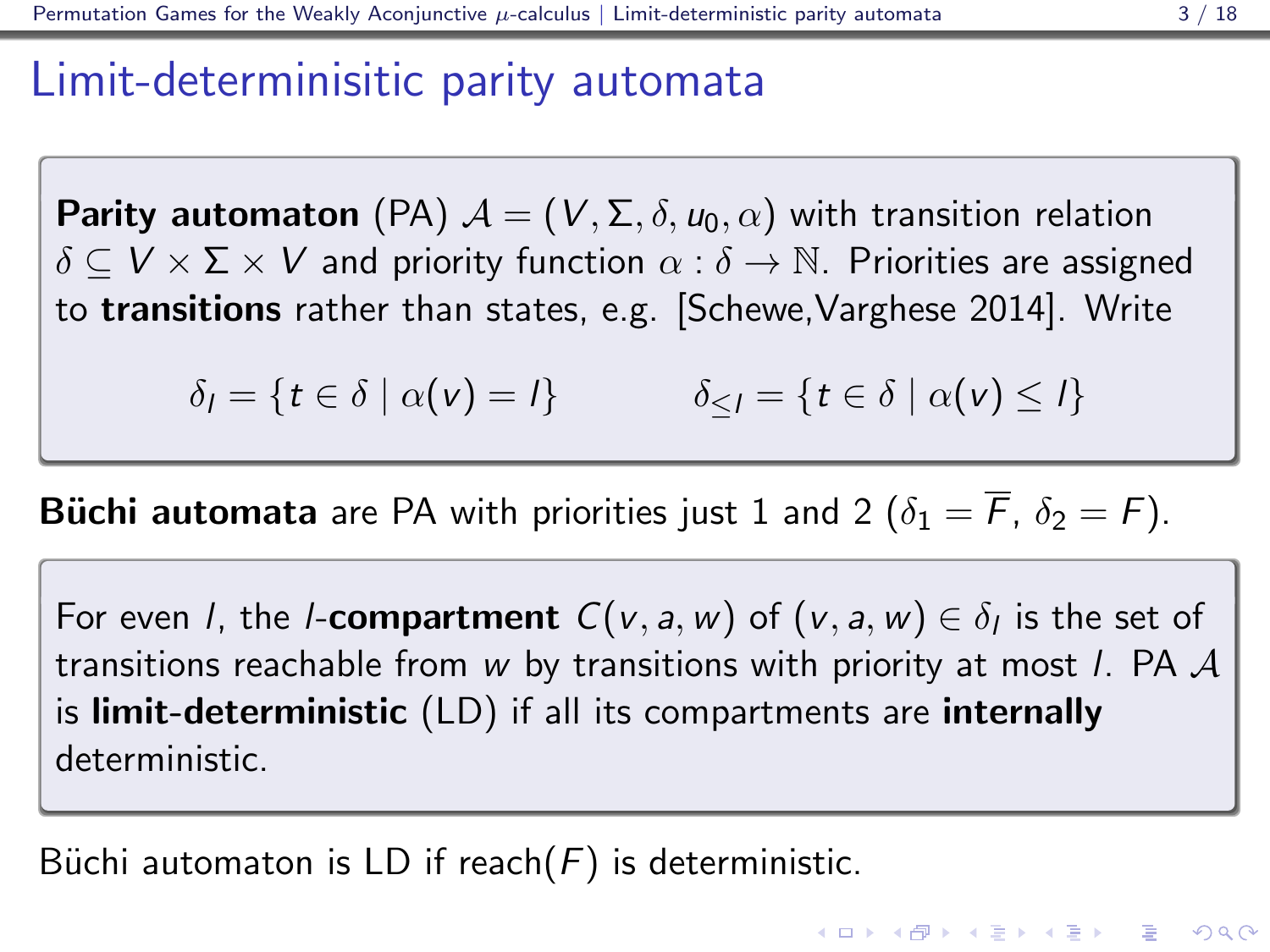# Limit-determinisitic parity automata

**Parity automaton** (PA) $\mathcal{A} = (V, \Sigma, \delta, u_0, \alpha)$ with transition relation $\delta \subseteq V \times \Sigma \times V$ and priority function $\alpha : \delta \to \mathbb{N}$. Priorities are assigned to **transitions** rather than states, e.g. [Schewe,Varghese 2014]. Write

$$\delta_l = \{t \in \delta \mid \alpha(v) = l\} \qquad\qquad \delta_{\leq l} = \{t \in \delta \mid \alpha(v) \leq l\}$$

**Büchi automata** are PA with priorities just 1 and 2 ($\delta_1 = \overline{F}$, $\delta_2 = F$).

For even $l$, the $l$-**compartment** $C(v, a, w)$ of $(v, a, w) \in \delta_l$ is the set of transitions reachable from $w$ by transitions with priority at most $l$. PA $\mathcal{A}$ is **limit-deterministic** (LD) if all its compartments are **internally** deterministic.

Büchi automaton is LD if reach$(F)$ is deterministic.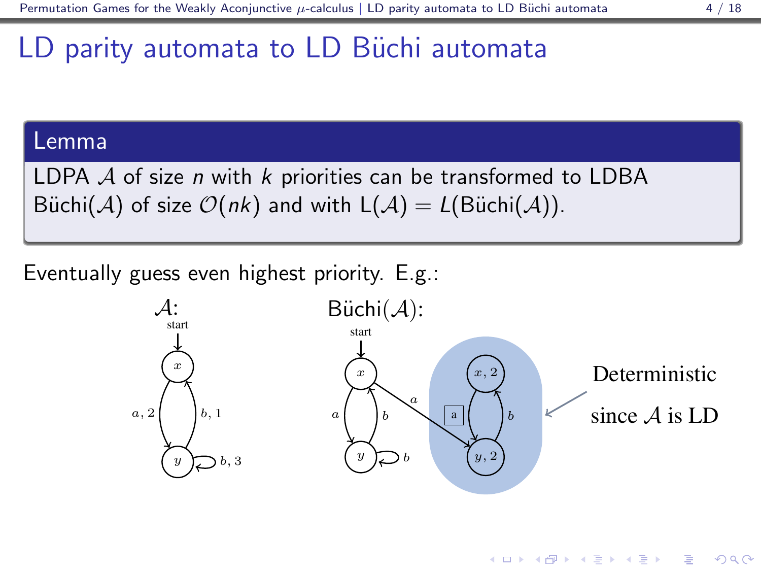# LD parity automata to LD Büchi automata

**Lemma**

LDPA $\mathcal{A}$ of size $n$ with $k$ priorities can be transformed to LDBA Büchi($\mathcal{A}$) of size $\mathcal{O}(nk)$ and with L($\mathcal{A}$) = $L$(Büchi($\mathcal{A}$)).

Eventually guess even highest priority. E.g.:

$\mathcal{A}$:

Büchi($\mathcal{A}$):

Deterministic since $\mathcal{A}$ is LD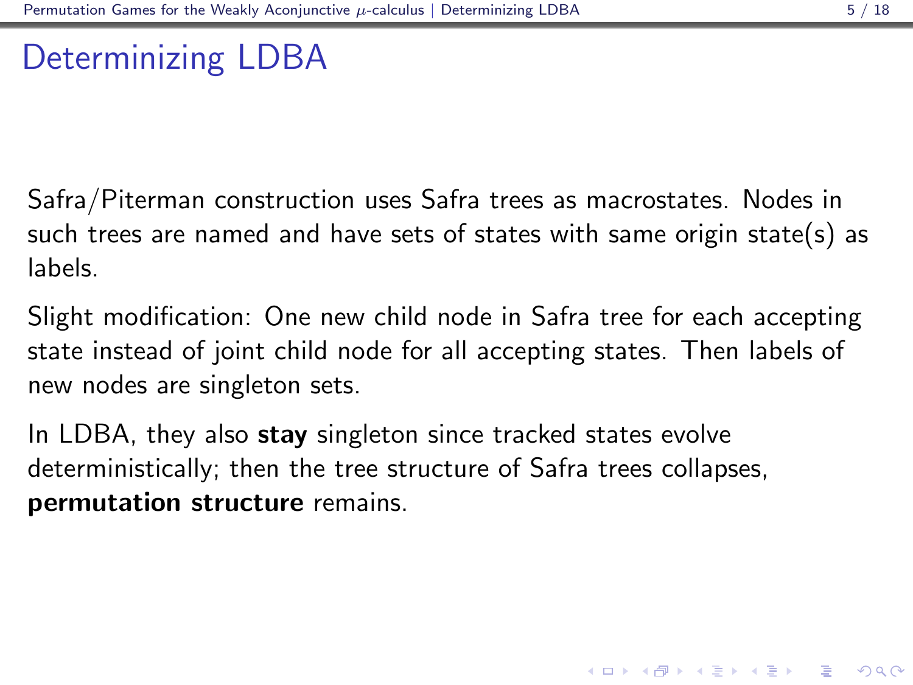# Determinizing LDBA

Safra/Piterman construction uses Safra trees as macrostates. Nodes in such trees are named and have sets of states with same origin state(s) as labels.

Slight modification: One new child node in Safra tree for each accepting state instead of joint child node for all accepting states. Then labels of new nodes are singleton sets.

In LDBA, they also **stay** singleton since tracked states evolve deterministically; then the tree structure of Safra trees collapses, **permutation structure** remains.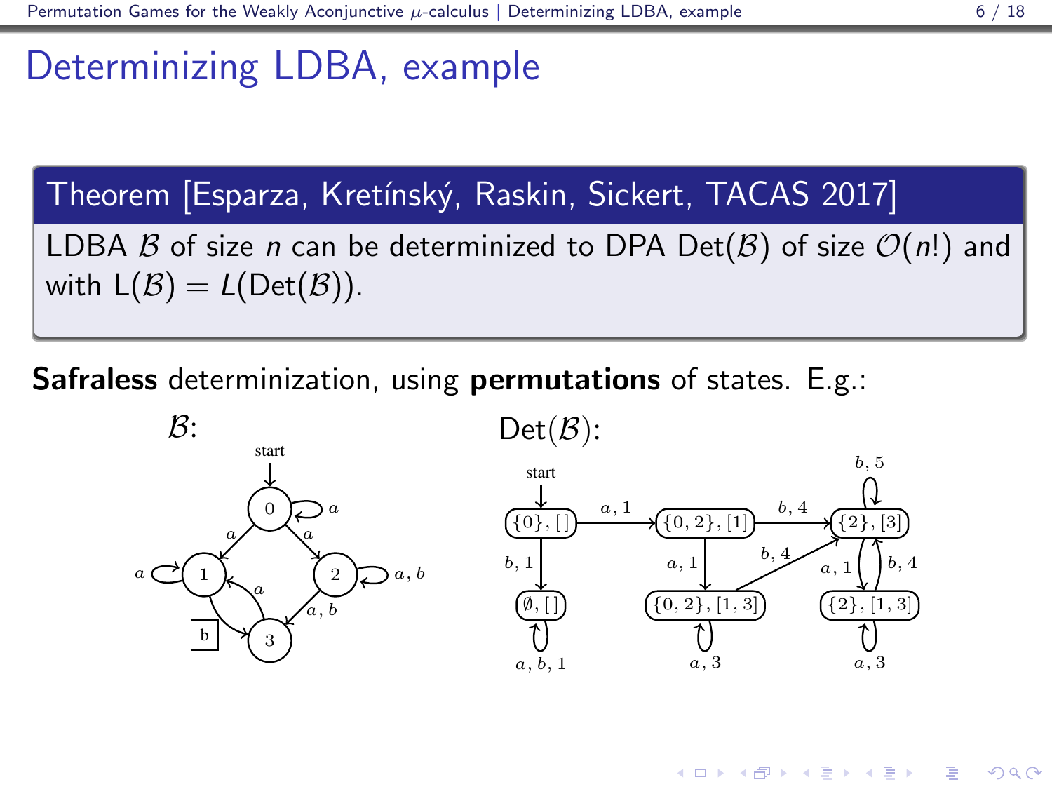# Determinizing LDBA, example

**Theorem [Esparza, Kretínský, Raskin, Sickert, TACAS 2017]**

LDBA $\mathcal{B}$ of size $n$ can be determinized to DPA $\text{Det}(\mathcal{B})$ of size $\mathcal{O}(n!)$ and with $L(\mathcal{B}) = L(\text{Det}(\mathcal{B}))$.

**Safraless** determinization, using **permutations** of states. E.g.:

$\mathcal{B}$:

$\text{Det}(\mathcal{B})$: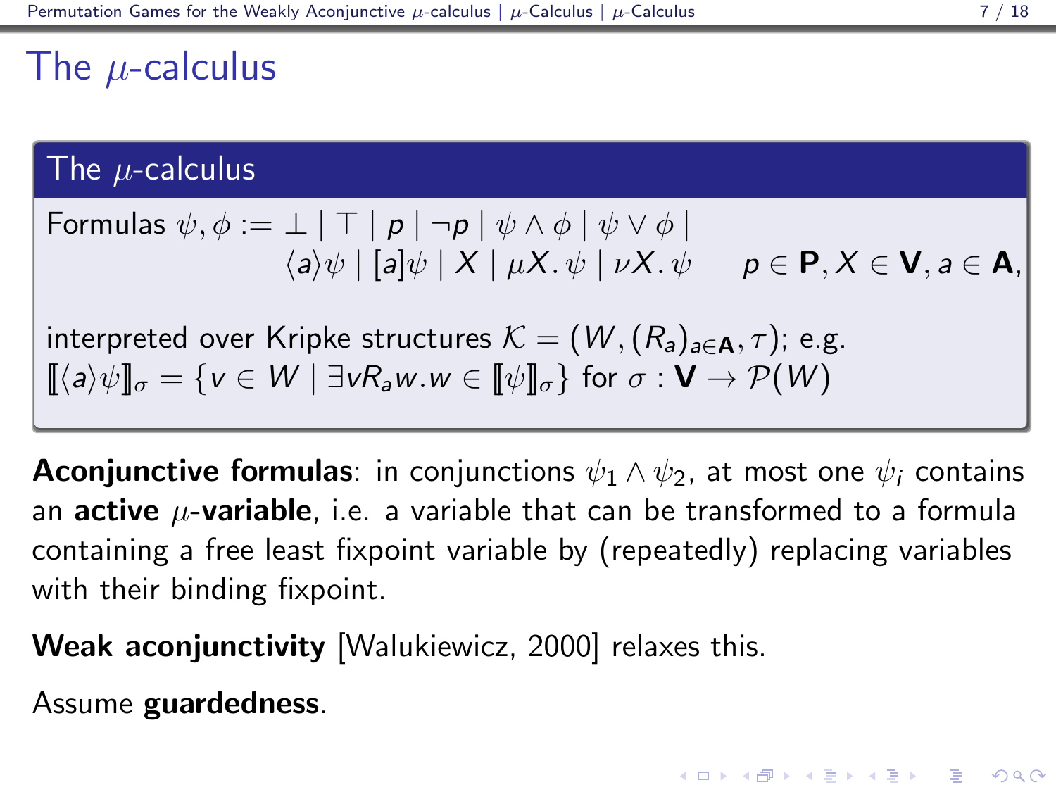# The $\mu$-calculus

## The $\mu$-calculus

Formulas $\psi, \phi := \bot \mid \top \mid p \mid \neg p \mid \psi \wedge \phi \mid \psi \vee \phi \mid$
$\langle a \rangle \psi \mid [a]\psi \mid X \mid \mu X.\, \psi \mid \nu X.\, \psi \qquad p \in \mathbf{P}, X \in \mathbf{V}, a \in \mathbf{A},$

interpreted over Kripke structures $\mathcal{K} = (W, (R_a)_{a \in \mathbf{A}}, \tau)$; e.g.
$[\![\langle a \rangle \psi]\!]_\sigma = \{v \in W \mid \exists v R_a w. w \in [\![\psi]\!]_\sigma\}$ for $\sigma : \mathbf{V} \to \mathcal{P}(W)$

**Aconjunctive formulas**: in conjunctions $\psi_1 \wedge \psi_2$, at most one $\psi_i$ contains an **active $\mu$-variable**, i.e. a variable that can be transformed to a formula containing a free least fixpoint variable by (repeatedly) replacing variables with their binding fixpoint.

**Weak aconjunctivity** [Walukiewicz, 2000] relaxes this.

Assume **guardedness**.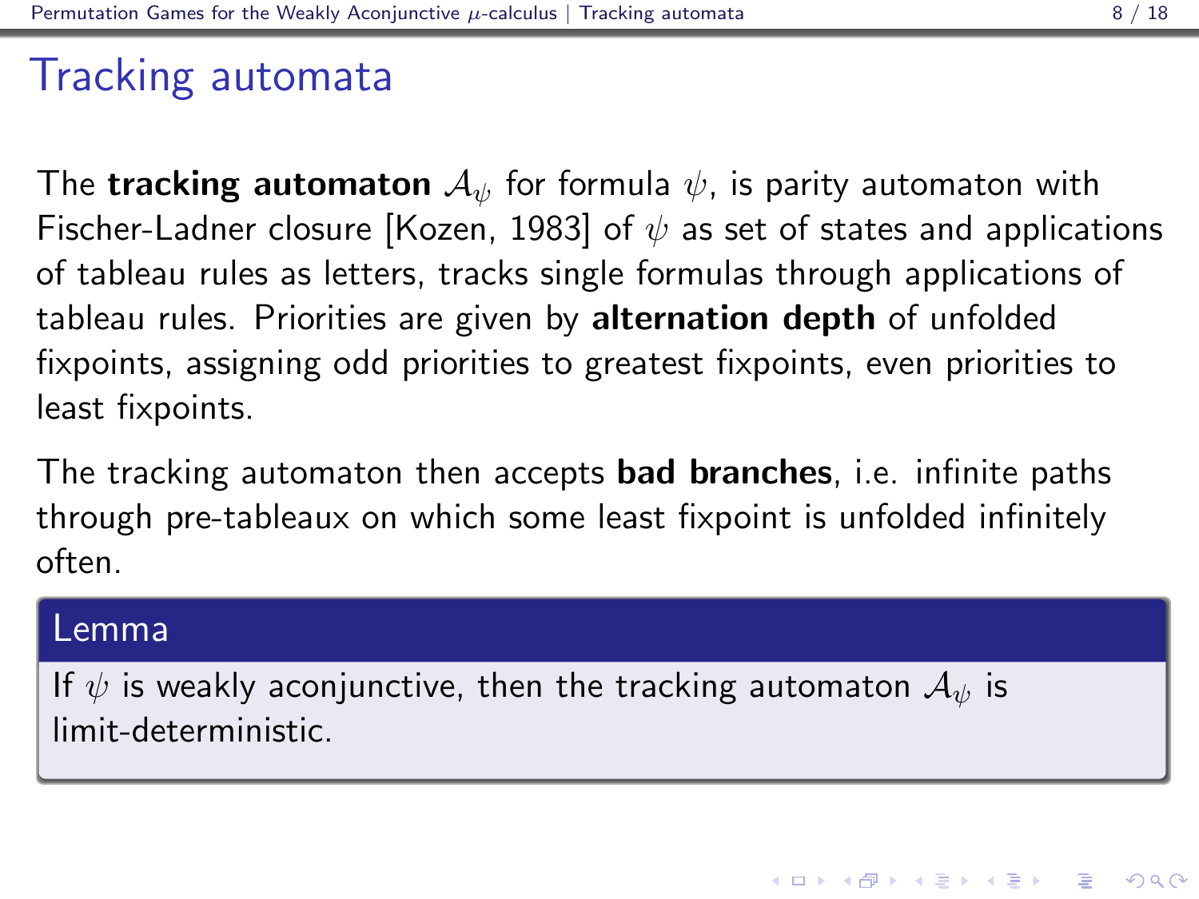# Tracking automata

The **tracking automaton** $\mathcal{A}_\psi$ for formula $\psi$, is parity automaton with Fischer-Ladner closure [Kozen, 1983] of $\psi$ as set of states and applications of tableau rules as letters, tracks single formulas through applications of tableau rules. Priorities are given by **alternation depth** of unfolded fixpoints, assigning odd priorities to greatest fixpoints, even priorities to least fixpoints.

The tracking automaton then accepts **bad branches**, i.e. infinite paths through pre-tableaux on which some least fixpoint is unfolded infinitely often.

**Lemma**

If $\psi$ is weakly aconjunctive, then the tracking automaton $\mathcal{A}_\psi$ is limit-deterministic.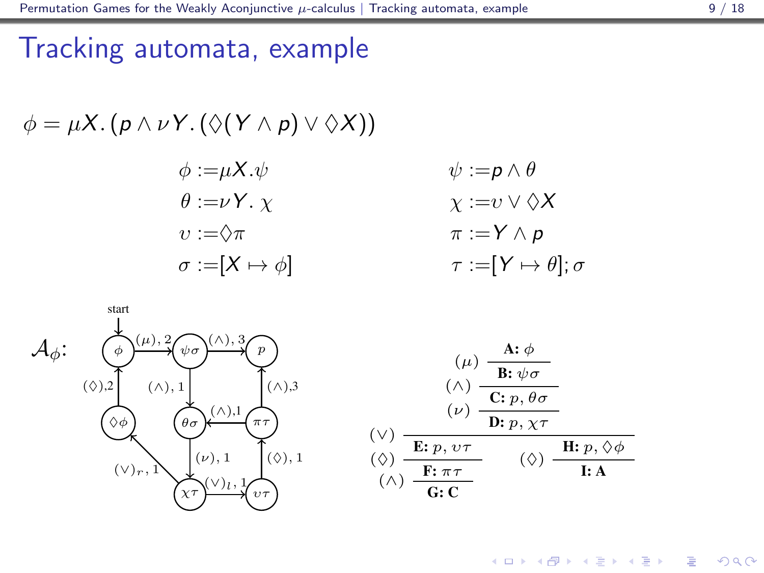# Tracking automata, example

$$\phi = \mu X.\,(p \wedge \nu Y.\,(\Diamond(Y \wedge p) \vee \Diamond X))$$

$$\phi := \mu X.\psi \qquad \psi := p \wedge \theta$$

$$\theta := \nu Y.\,\chi \qquad \chi := \upsilon \vee \Diamond X$$

$$\upsilon := \Diamond \pi \qquad \pi := Y \wedge p$$

$$\sigma := [X \mapsto \phi] \qquad \tau := [Y \mapsto \theta]; \sigma$$

$\mathcal{A}_\phi$:

- start $\to \phi$
- $\phi \xrightarrow{(\mu),\,2} \psi\sigma$
- $\psi\sigma \xrightarrow{(\wedge),\,3} p$
- $\psi\sigma \xrightarrow{(\wedge),\,1} \theta\sigma$
- $\theta\sigma \xrightarrow{(\nu),\,1} \chi\tau$
- $\chi\tau \xrightarrow{(\vee)_l,\,1} \upsilon\tau$
- $\chi\tau \xrightarrow{(\vee)_r,\,1} \Diamond\phi$
- $\upsilon\tau \xrightarrow{(\Diamond),\,1} \pi\tau$
- $\pi\tau \xrightarrow{(\wedge),1} \theta\sigma$
- $\pi\tau \xrightarrow{(\wedge),3} p$
- $\Diamond\phi \xrightarrow{(\Diamond),2} \phi$

Derivation:

$$
\dfrac{\dfrac{\dfrac{\textbf{A: } \phi}{\textbf{B: } \psi\sigma}\,(\mu)}{\textbf{C: } p,\, \theta\sigma}\,(\wedge)}{\textbf{D: } p,\, \chi\tau}\,(\nu)
$$

$$
(\vee)\;\dfrac{\textbf{D: } p,\, \chi\tau}{(\Diamond)\,\dfrac{\textbf{E: } p,\, \upsilon\tau}{(\wedge)\,\dfrac{\textbf{F: } \pi\tau}{\textbf{G: C}}} \qquad (\Diamond)\,\dfrac{\textbf{H: } p,\, \Diamond\phi}{\textbf{I: A}}}
$$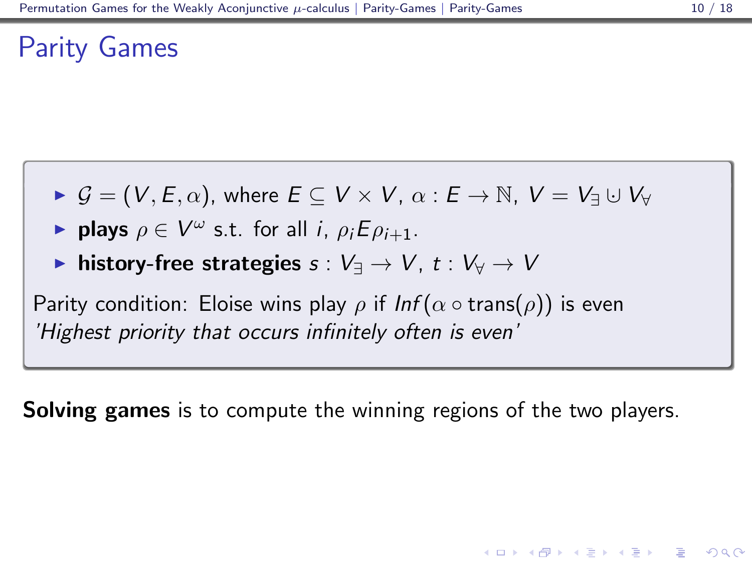# Parity Games

- $\mathcal{G} = (V, E, \alpha)$, where $E \subseteq V \times V$, $\alpha : E \to \mathbb{N}$, $V = V_\exists \,\dot\cup\, V_\forall$
- **plays** $\rho \in V^\omega$ s.t. for all $i$, $\rho_i E \rho_{i+1}$.
- **history-free strategies** $s : V_\exists \to V$, $t : V_\forall \to V$

Parity condition: Eloise wins play $\rho$ if $\mathit{Inf}(\alpha \circ \mathrm{trans}(\rho))$ is even
*'Highest priority that occurs infinitely often is even'*

**Solving games** is to compute the winning regions of the two players.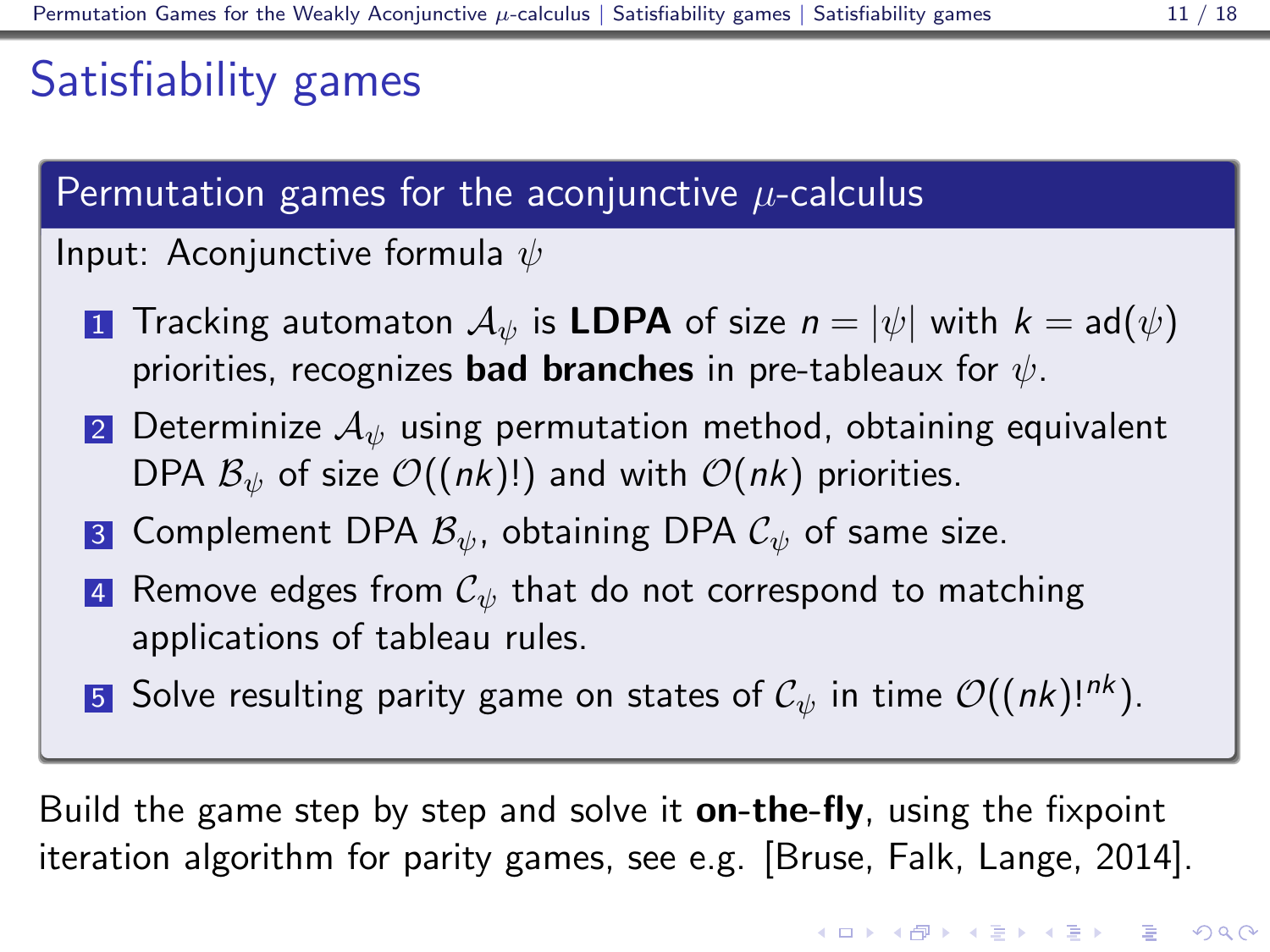# Satisfiability games

## Permutation games for the aconjunctive $\mu$-calculus

Input: Aconjunctive formula $\psi$

1. Tracking automaton $\mathcal{A}_\psi$ is **LDPA** of size $n = |\psi|$ with $k = \text{ad}(\psi)$ priorities, recognizes **bad branches** in pre-tableaux for $\psi$.
2. Determinize $\mathcal{A}_\psi$ using permutation method, obtaining equivalent DPA $\mathcal{B}_\psi$ of size $\mathcal{O}((nk)!)$ and with $\mathcal{O}(nk)$ priorities.
3. Complement DPA $\mathcal{B}_\psi$, obtaining DPA $\mathcal{C}_\psi$ of same size.
4. Remove edges from $\mathcal{C}_\psi$ that do not correspond to matching applications of tableau rules.
5. Solve resulting parity game on states of $\mathcal{C}_\psi$ in time $\mathcal{O}((nk)!^{nk})$.

Build the game step by step and solve it **on-the-fly**, using the fixpoint iteration algorithm for parity games, see e.g. [Bruse, Falk, Lange, 2014].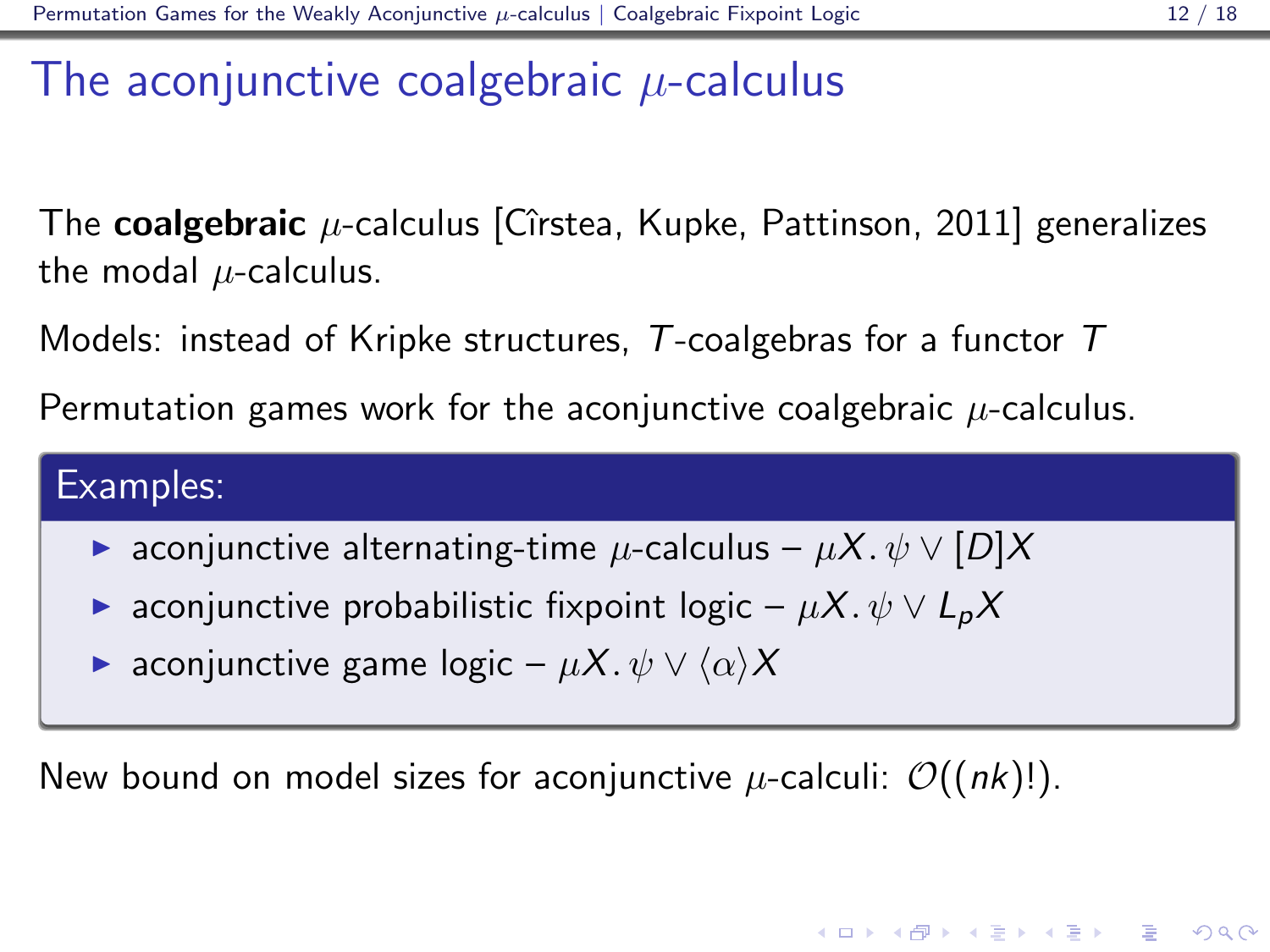# The aconjunctive coalgebraic $\mu$-calculus

The **coalgebraic** $\mu$-calculus [Cîrstea, Kupke, Pattinson, 2011] generalizes the modal $\mu$-calculus.

Models: instead of Kripke structures, $T$-coalgebras for a functor $T$

Permutation games work for the aconjunctive coalgebraic $\mu$-calculus.

**Examples:**

- aconjunctive alternating-time $\mu$-calculus – $\mu X.\, \psi \vee [D]X$
- aconjunctive probabilistic fixpoint logic – $\mu X.\, \psi \vee L_p X$
- aconjunctive game logic – $\mu X.\, \psi \vee \langle \alpha \rangle X$

New bound on model sizes for aconjunctive $\mu$-calculi: $\mathcal{O}((nk)!)$.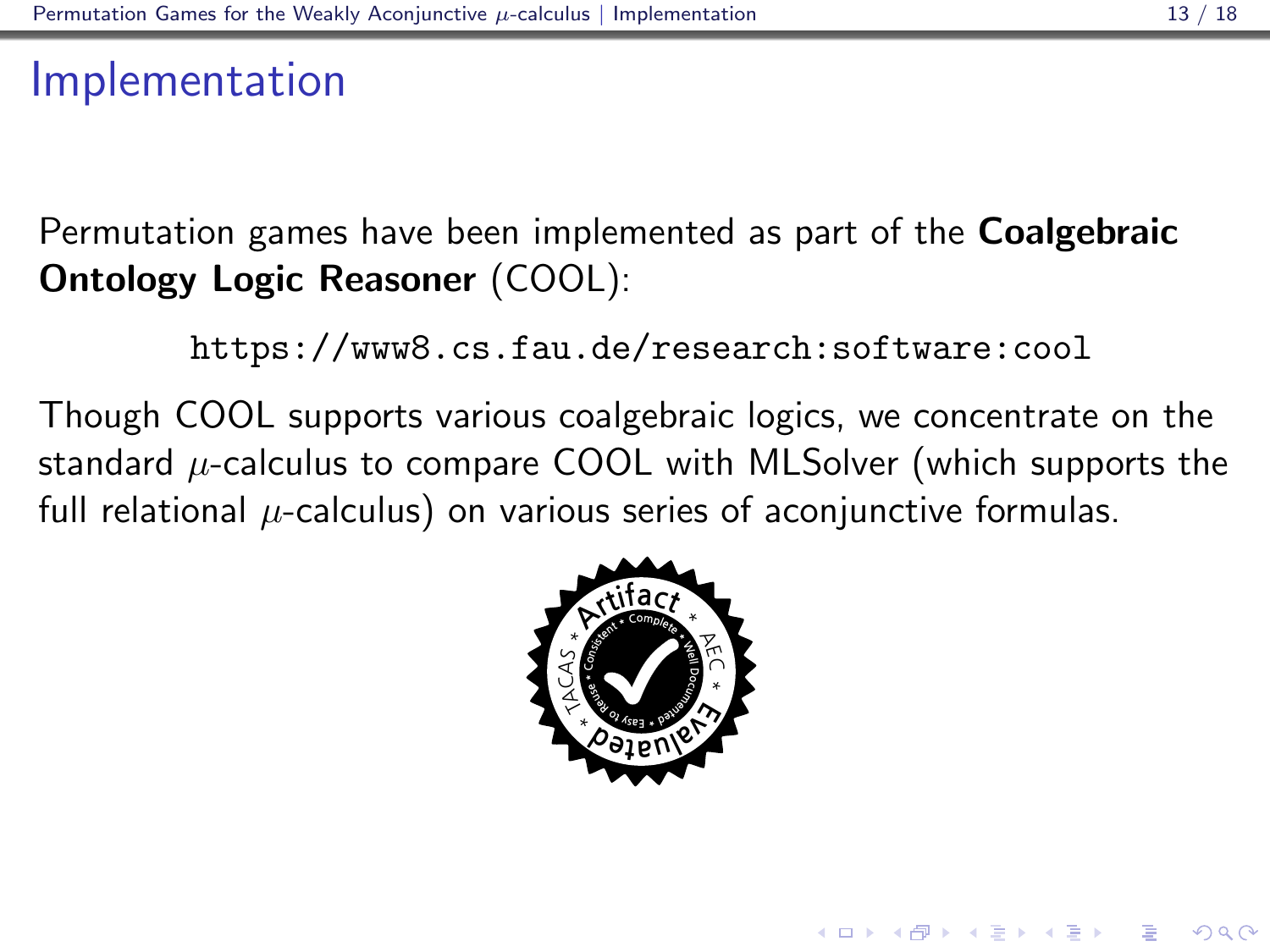# Implementation

Permutation games have been implemented as part of the **Coalgebraic Ontology Logic Reasoner** (COOL):

https://www8.cs.fau.de/research:software:cool

Though COOL supports various coalgebraic logics, we concentrate on the standard $\mu$-calculus to compare COOL with MLSolver (which supports the full relational $\mu$-calculus) on various series of aconjunctive formulas.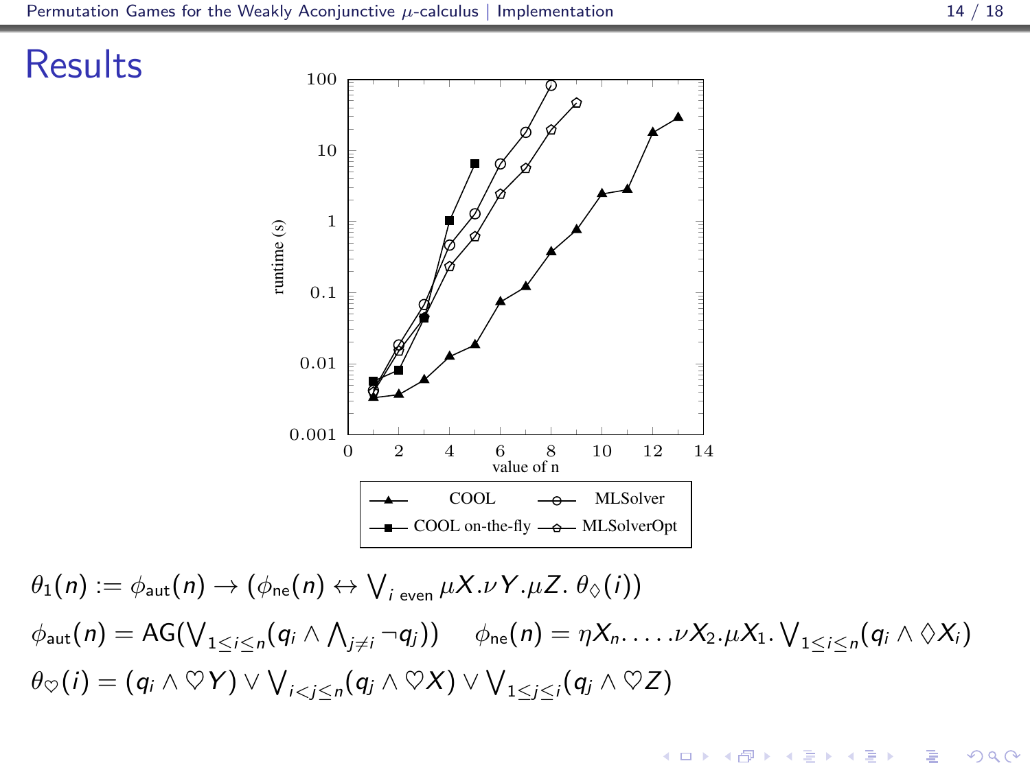# Results

$$\theta_1(n) := \phi_{\mathrm{aut}}(n) \to (\phi_{\mathrm{ne}}(n) \leftrightarrow \bigvee_{i \text{ even}} \mu X.\nu Y.\mu Z.\ \theta_{\Diamond}(i))$$

$$\phi_{\mathrm{aut}}(n) = \mathsf{AG}(\bigvee_{1\leq i\leq n}(q_i \wedge \bigwedge_{j\neq i} \neg q_j)) \qquad \phi_{\mathrm{ne}}(n) = \eta X_n.\ldots.\nu X_2.\mu X_1. \bigvee_{1\leq i\leq n}(q_i \wedge \Diamond X_i)$$

$$\theta_{\heartsuit}(i) = (q_i \wedge \heartsuit Y) \vee \bigvee_{i<j\leq n}(q_j \wedge \heartsuit X) \vee \bigvee_{1\leq j\leq i}(q_j \wedge \heartsuit Z)$$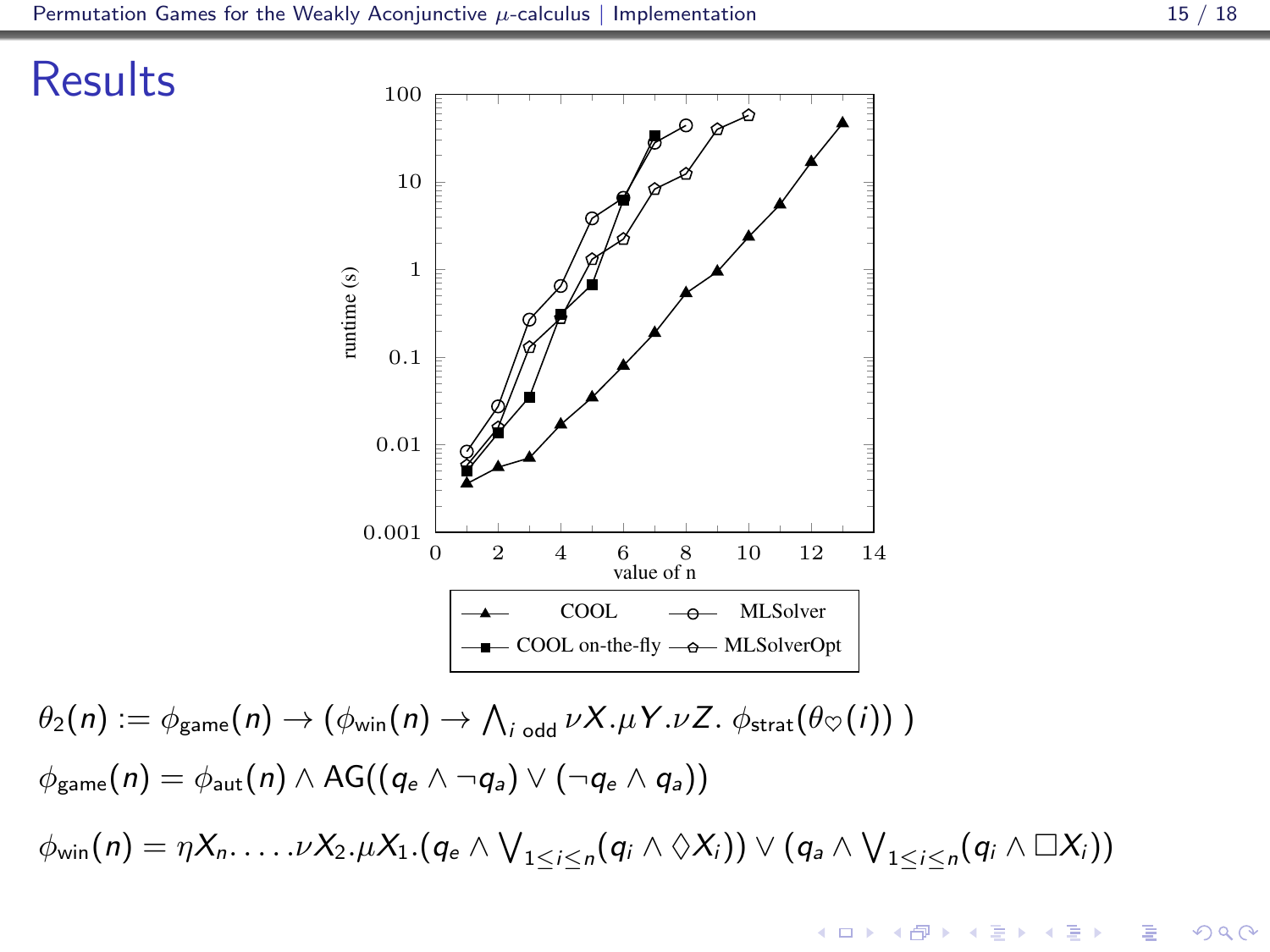# Results

$$\theta_2(n) := \phi_{\text{game}}(n) \to (\phi_{\text{win}}(n) \to \bigwedge_{i \text{ odd}} \nu X.\mu Y.\nu Z.\ \phi_{\text{strat}}(\theta_{\heartsuit}(i))\ )$$

$$\phi_{\text{game}}(n) = \phi_{\text{aut}}(n) \land \mathsf{AG}((q_e \land \neg q_a) \lor (\neg q_e \land q_a))$$

$$\phi_{\text{win}}(n) = \eta X_n. \ldots .\nu X_2.\mu X_1.(q_e \land \bigvee_{1 \le i \le n}(q_i \land \Diamond X_i)) \lor (q_a \land \bigvee_{1 \le i \le n}(q_i \land \Box X_i))$$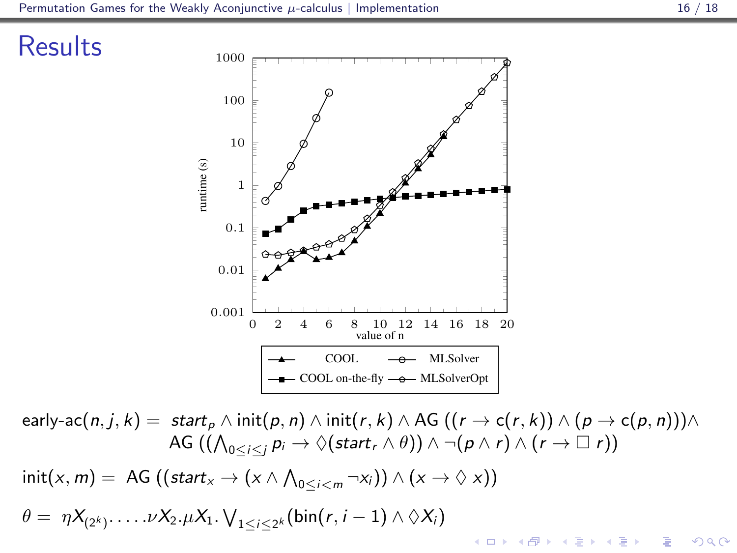# Results

runtime (s) vs. value of n — legend: COOL, MLSolver, COOL on-the-fly, MLSolverOpt

$$\text{early-ac}(n,j,k) = \ start_p \wedge \text{init}(p,n) \wedge \text{init}(r,k) \wedge \text{AG}\ ((r \to \text{c}(r,k)) \wedge (p \to \text{c}(p,n)))\wedge$$
$$\text{AG}\ ((\textstyle\bigwedge_{0\leq i\leq j} p_i \to \Diamond(start_r \wedge \theta)) \wedge \neg(p \wedge r) \wedge (r \to \Box\ r))$$

$$\text{init}(x,m) = \ \text{AG}\ ((start_x \to (x \wedge \textstyle\bigwedge_{0\leq i<m} \neg x_i)) \wedge (x \to \Diamond\ x))$$

$$\theta = \ \eta X_{(2^k)}.\ldots.\nu X_2.\mu X_1. \textstyle\bigvee_{1\leq i\leq 2^k}(\text{bin}(r,i-1) \wedge \Diamond X_i)$$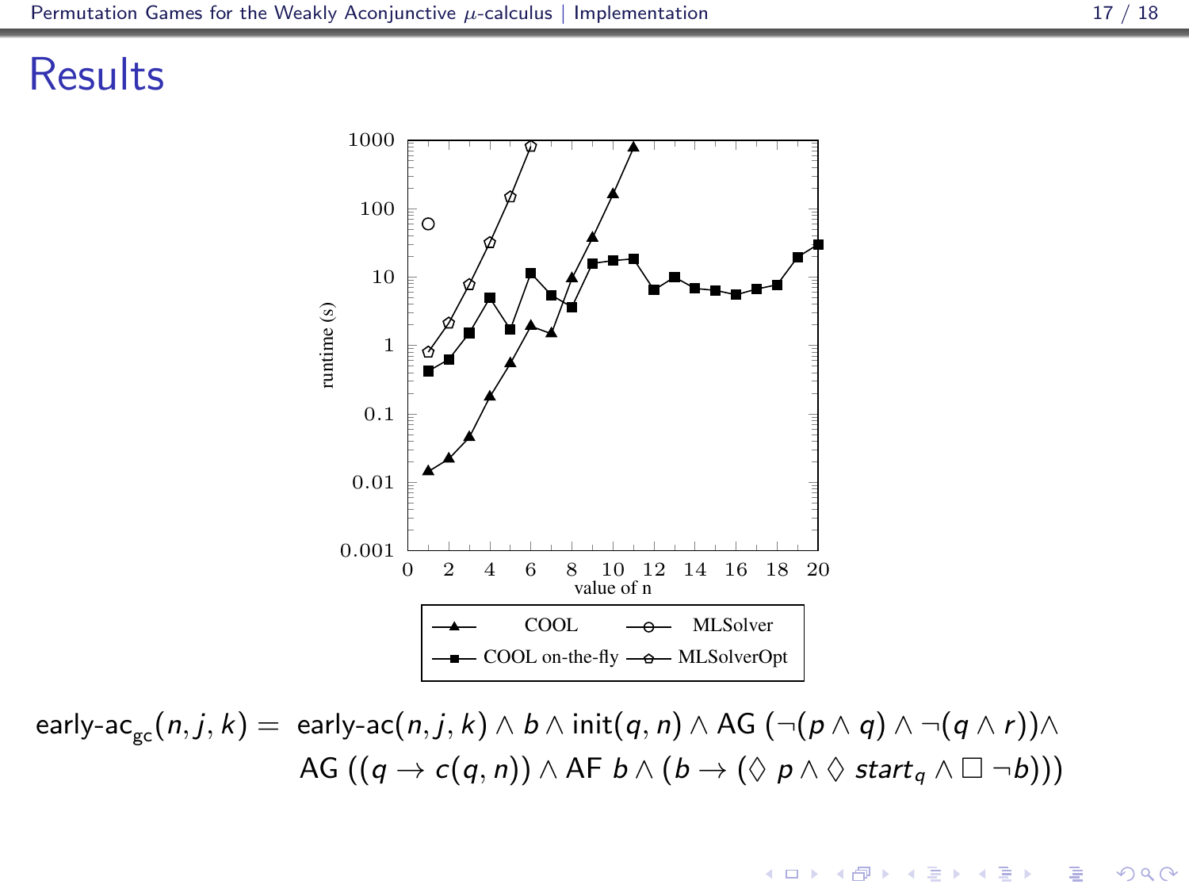# Results

$$\text{early-ac}_{gc}(n,j,k) = \text{early-ac}(n,j,k) \wedge b \wedge \text{init}(q,n) \wedge \text{AG}\ (\neg(p \wedge q) \wedge \neg(q \wedge r)) \wedge \\ \text{AG}\ ((q \rightarrow c(q,n)) \wedge \text{AF}\ b \wedge (b \rightarrow (\Diamond\ p \wedge \Diamond\ start_q \wedge \Box\ \neg b)))$$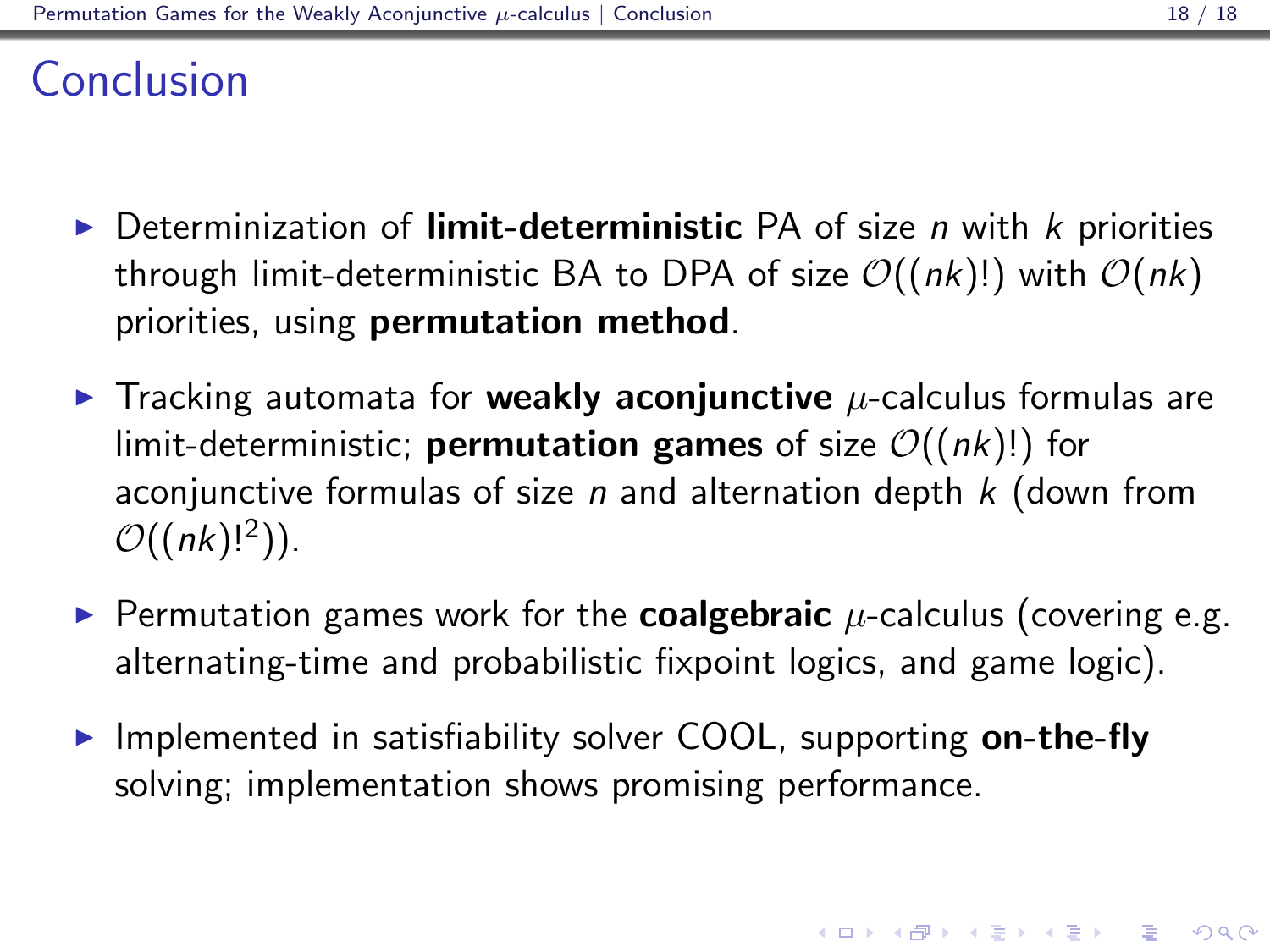# Conclusion

- Determinization of **limit-deterministic** PA of size $n$ with $k$ priorities through limit-deterministic BA to DPA of size $\mathcal{O}((nk)!)$ with $\mathcal{O}(nk)$ priorities, using **permutation method**.
- Tracking automata for **weakly aconjunctive** $\mu$-calculus formulas are limit-deterministic; **permutation games** of size $\mathcal{O}((nk)!)$ for aconjunctive formulas of size $n$ and alternation depth $k$ (down from $\mathcal{O}((nk)!^2)$).
- Permutation games work for the **coalgebraic** $\mu$-calculus (covering e.g. alternating-time and probabilistic fixpoint logics, and game logic).
- Implemented in satisfiability solver COOL, supporting **on-the-fly** solving; implementation shows promising performance.